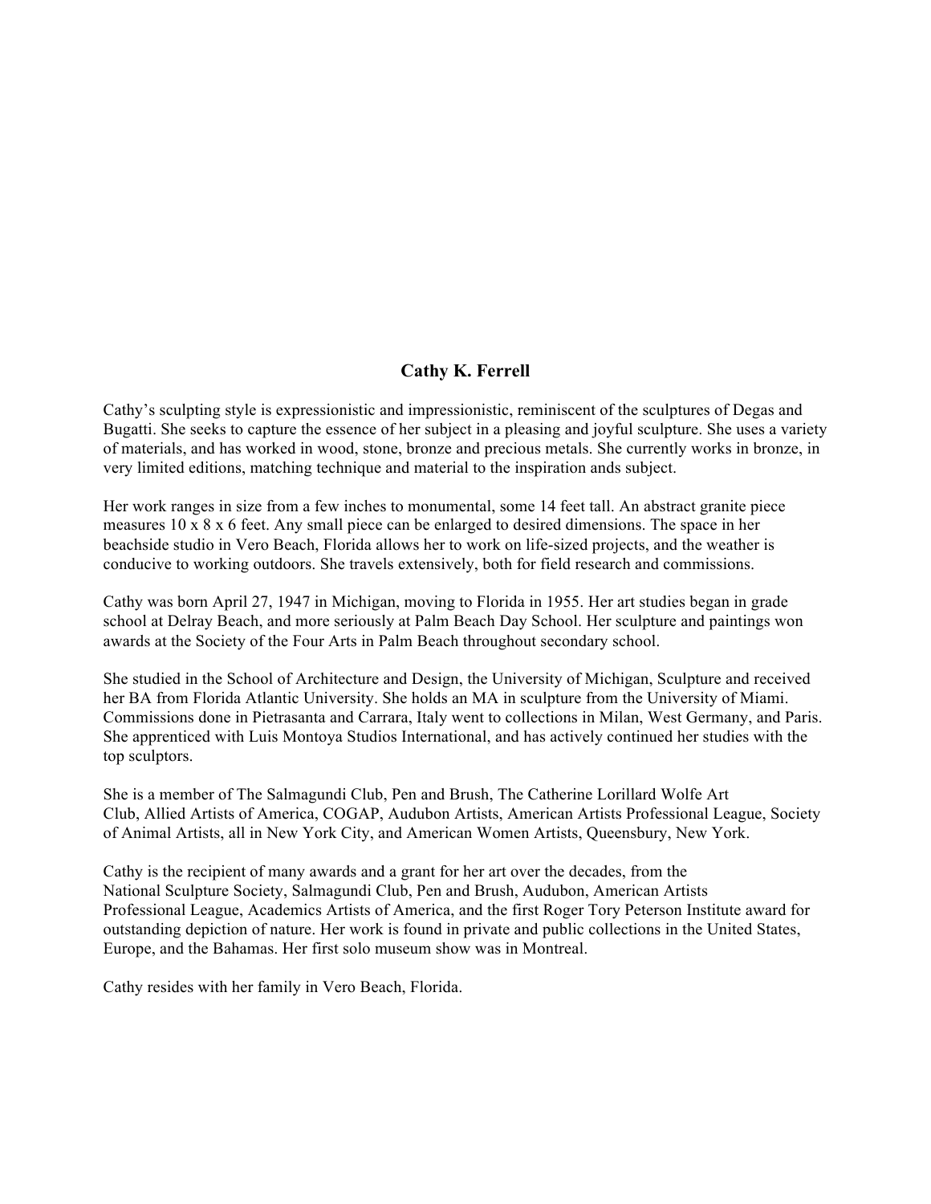# Cathy K. Ferrell

Cathy's sculpting style is expressionistic and impressionistic, reminiscent of the sculptures of Degas and Bugatti. She seeks to capture the essence of her subject in a pleasing and joyful sculpture. She uses a variety of materials, and has worked in wood, stone, bronze and precious metals. She currently works in bronze, in very limited editions, matching technique and material to the inspiration ands subject.

Her work ranges in size from a few inches to monumental, some 14 feet tall. An abstract granite piece measures 10 x 8 x 6 feet. Any small piece can be enlarged to desired dimensions. The space in her beachside studio in Vero Beach, Florida allows her to work on life-sized projects, and the weather is conducive to working outdoors. She travels extensively, both for field research and commissions.

Cathy was born April 27, 1947 in Michigan, moving to Florida in 1955. Her art studies began in grade school at Delray Beach, and more seriously at Palm Beach Day School. Her sculpture and paintings won awards at the Society of the Four Arts in Palm Beach throughout secondary school.

She studied in the School of Architecture and Design, the University of Michigan, Sculpture and received her BA from Florida Atlantic University. She holds an MA in sculpture from the University of Miami. Commissions done in Pietrasanta and Carrara, Italy went to collections in Milan, West Germany, and Paris. She apprenticed with Luis Montoya Studios International, and has actively continued her studies with the top sculptors.

She is a member of The Salmagundi Club, Pen and Brush, The Catherine Lorillard Wolfe Art Club, Allied Artists of America, COGAP, Audubon Artists, American Artists Professional League, Society of Animal Artists, all in New York City, and American Women Artists, Queensbury, New York.

Cathy is the recipient of many awards and a grant for her art over the decades, from the National Sculpture Society, Salmagundi Club, Pen and Brush, Audubon, American Artists Professional League, Academics Artists of America, and the first Roger Tory Peterson Institute award for outstanding depiction of nature. Her work is found in private and public collections in the United States, Europe, and the Bahamas. Her first solo museum show was in Montreal.

Cathy resides with her family in Vero Beach, Florida.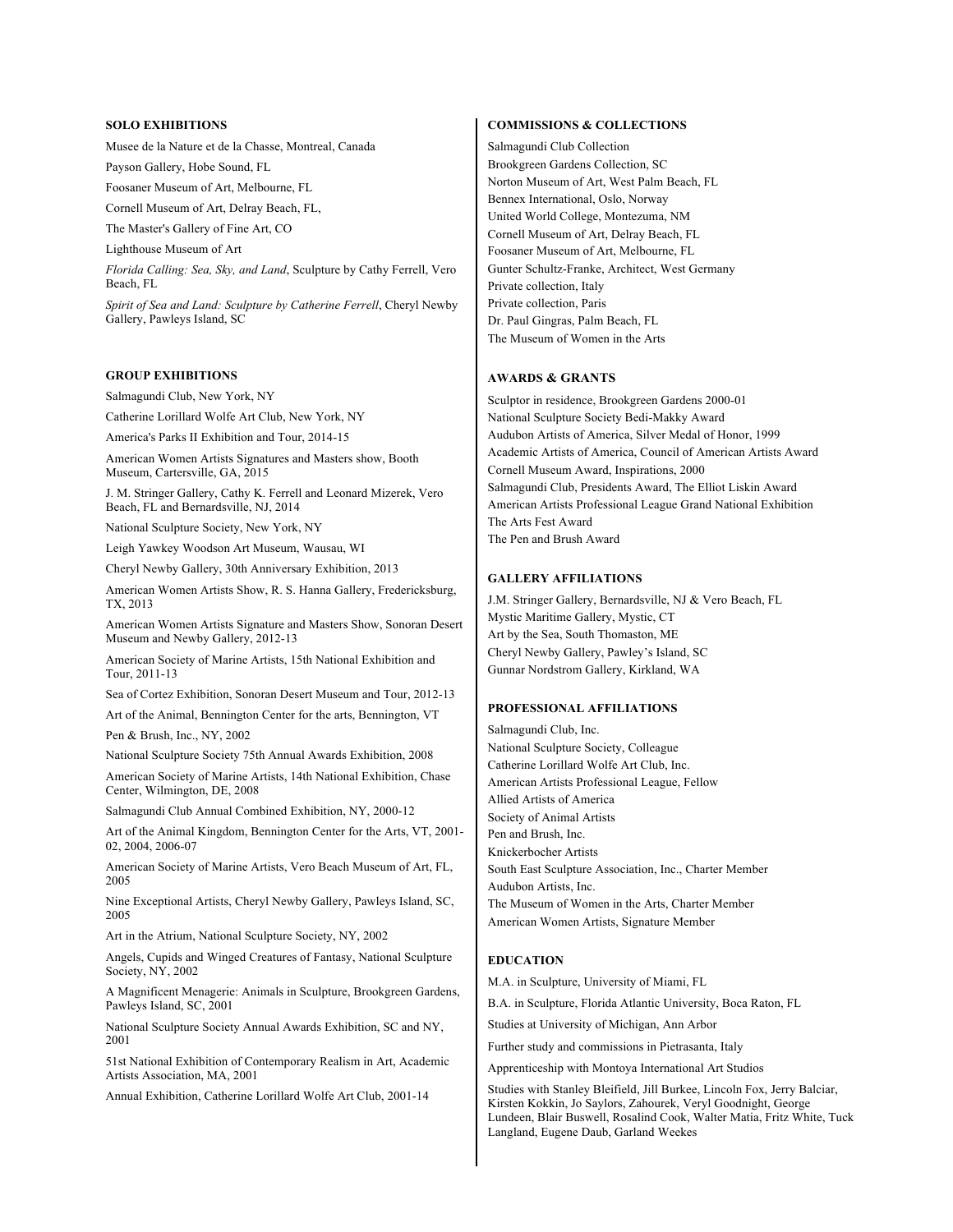## SOLO EXHIBITIONS

Musee de la Nature et de la Chasse, Montreal, Canada

Payson Gallery, Hobe Sound, FL

Foosaner Museum of Art, Melbourne, FL

Cornell Museum of Art, Delray Beach, FL,

The Master's Gallery of Fine Art, CO

Lighthouse Museum of Art

*Florida Calling: Sea, Sky, and Land*, Sculpture by Cathy Ferrell, Vero Beach, FL

*Spirit of Sea and Land: Sculpture by Catherine Ferrell*, Cheryl Newby Gallery, Pawleys Island, SC

## GROUP EXHIBITIONS

Salmagundi Club, New York, NY

Catherine Lorillard Wolfe Art Club, New York, NY

America's Parks II Exhibition and Tour, 2014-15

American Women Artists Signatures and Masters show, Booth Museum, Cartersville, GA, 2015

J. M. Stringer Gallery, Cathy K. Ferrell and Leonard Mizerek, Vero Beach, FL and Bernardsville, NJ, 2014

National Sculpture Society, New York, NY

Leigh Yawkey Woodson Art Museum, Wausau, WI

Cheryl Newby Gallery, 30th Anniversary Exhibition, 2013

American Women Artists Show, R. S. Hanna Gallery, Fredericksburg, TX, 2013

American Women Artists Signature and Masters Show, Sonoran Desert Museum and Newby Gallery, 2012-13

American Society of Marine Artists, 15th National Exhibition and Tour, 2011-13

Sea of Cortez Exhibition, Sonoran Desert Museum and Tour, 2012-13

Art of the Animal, Bennington Center for the arts, Bennington, VT

Pen & Brush, Inc., NY, 2002

National Sculpture Society 75th Annual Awards Exhibition, 2008

American Society of Marine Artists, 14th National Exhibition, Chase Center, Wilmington, DE, 2008

Salmagundi Club Annual Combined Exhibition, NY, 2000-12

Art of the Animal Kingdom, Bennington Center for the Arts, VT, 2001-02, 2004, 2006-07

American Society of Marine Artists, Vero Beach Museum of Art, FL, 2005

Nine Exceptional Artists, Cheryl Newby Gallery, Pawleys Island, SC, 2005

Art in the Atrium, National Sculpture Society, NY, 2002

Angels, Cupids and Winged Creatures of Fantasy, National Sculpture Society, NY, 2002

A Magnificent Menagerie: Animals in Sculpture, Brookgreen Gardens, Pawleys Island, SC, 2001

National Sculpture Society Annual Awards Exhibition, SC and NY, 2001

51st National Exhibition of Contemporary Realism in Art, Academic Artists Association, MA, 2001

Annual Exhibition, Catherine Lorillard Wolfe Art Club, 2001-14

## COMMISSIONS & COLLECTIONS

Salmagundi Club Collection

Brookgreen Gardens Collection, SC

Norton Museum of Art, West Palm Beach, FL

Bennex International, Oslo, Norway

United World College, Montezuma, NM

Cornell Museum of Art, Delray Beach, FL

Foosaner Museum of Art, Melbourne, FL

Gunter Schultz-Franke, Architect, West Germany

Private collection, Italy

Private collection, Paris

Dr. Paul Gingras, Palm Beach, FL

The Museum of Women in the Arts

## AWARDS & GRANTS

Sculptor in residence, Brookgreen Gardens 2000-01

National Sculpture Society Bedi-Makky Award

Audubon Artists of America, Silver Medal of Honor, 1999

Academic Artists of America, Council of American Artists Award

Cornell Museum Award, Inspirations, 2000

Salmagundi Club, Presidents Award, The Elliot Liskin Award

American Artists Professional League Grand National Exhibition

The Arts Fest Award

The Pen and Brush Award

## GALLERY AFFILIATIONS

J.M. Stringer Gallery, Bernardsville, NJ & Vero Beach, FL

Mystic Maritime Gallery, Mystic, CT

Art by the Sea, South Thomaston, ME

Cheryl Newby Gallery, Pawley's Island, SC

Gunnar Nordstrom Gallery, Kirkland, WA

## PROFESSIONAL AFFILIATIONS

Salmagundi Club, Inc.

National Sculpture Society, Colleague

Catherine Lorillard Wolfe Art Club, Inc.

American Artists Professional League, Fellow

Allied Artists of America

Society of Animal Artists

Pen and Brush, Inc.

Knickerbocher Artists

South East Sculpture Association, Inc., Charter Member

Audubon Artists, Inc.

The Museum of Women in the Arts, Charter Member

American Women Artists, Signature Member

## EDUCATION

M.A. in Sculpture, University of Miami, FL

B.A. in Sculpture, Florida Atlantic University, Boca Raton, FL

Studies at University of Michigan, Ann Arbor

Further study and commissions in Pietrasanta, Italy

Apprenticeship with Montoya International Art Studios

Studies with Stanley Bleifield, Jill Burkee, Lincoln Fox, Jerry Balciar, Kirsten Kokkin, Jo Saylors, Zahourek, Veryl Goodnight, George Lundeen, Blair Buswell, Rosalind Cook, Walter Matia, Fritz White, Tuck Langland, Eugene Daub, Garland Weekes